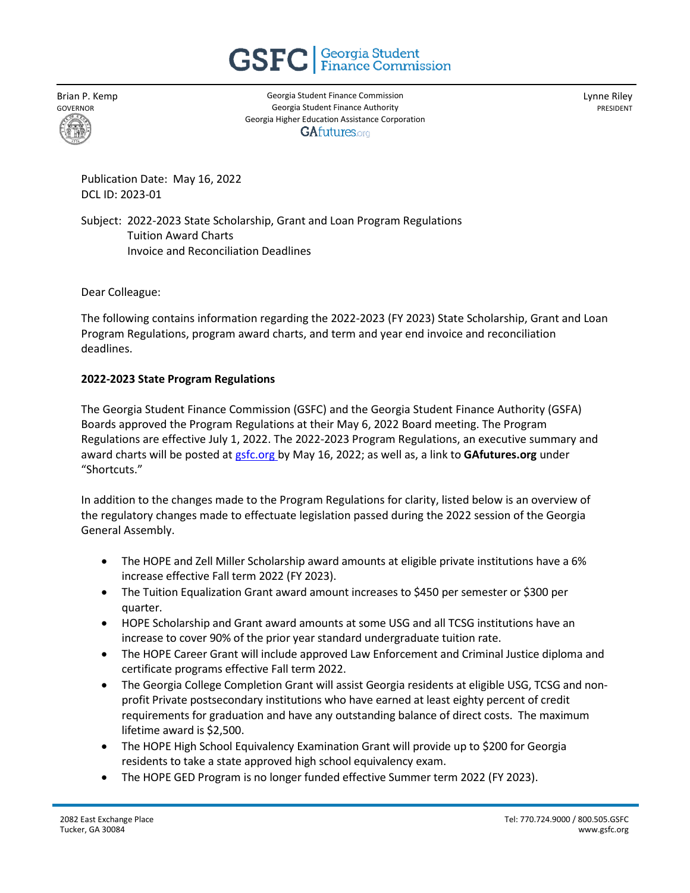GSFC | Georgia Student Finance Commission

Brian P. Kemp
GOVERNOR

Georgia Student Finance Commission
Georgia Student Finance Authority
Georgia Higher Education Assistance Corporation
GAfutures.org

Lynne Riley
PRESIDENT

Publication Date: May 16, 2022
DCL ID: 2023-01

Subject: 2022-2023 State Scholarship, Grant and Loan Program Regulations
Tuition Award Charts
Invoice and Reconciliation Deadlines

Dear Colleague:

The following contains information regarding the 2022-2023 (FY 2023) State Scholarship, Grant and Loan Program Regulations, program award charts, and term and year end invoice and reconciliation deadlines.

**2022-2023 State Program Regulations**

The Georgia Student Finance Commission (GSFC) and the Georgia Student Finance Authority (GSFA) Boards approved the Program Regulations at their May 6, 2022 Board meeting. The Program Regulations are effective July 1, 2022. The 2022-2023 Program Regulations, an executive summary and award charts will be posted at gsfc.org by May 16, 2022; as well as, a link to **GAfutures.org** under "Shortcuts."

In addition to the changes made to the Program Regulations for clarity, listed below is an overview of the regulatory changes made to effectuate legislation passed during the 2022 session of the Georgia General Assembly.

- The HOPE and Zell Miller Scholarship award amounts at eligible private institutions have a 6% increase effective Fall term 2022 (FY 2023).
- The Tuition Equalization Grant award amount increases to $450 per semester or $300 per quarter.
- HOPE Scholarship and Grant award amounts at some USG and all TCSG institutions have an increase to cover 90% of the prior year standard undergraduate tuition rate.
- The HOPE Career Grant will include approved Law Enforcement and Criminal Justice diploma and certificate programs effective Fall term 2022.
- The Georgia College Completion Grant will assist Georgia residents at eligible USG, TCSG and non-profit Private postsecondary institutions who have earned at least eighty percent of credit requirements for graduation and have any outstanding balance of direct costs. The maximum lifetime award is $2,500.
- The HOPE High School Equivalency Examination Grant will provide up to $200 for Georgia residents to take a state approved high school equivalency exam.
- The HOPE GED Program is no longer funded effective Summer term 2022 (FY 2023).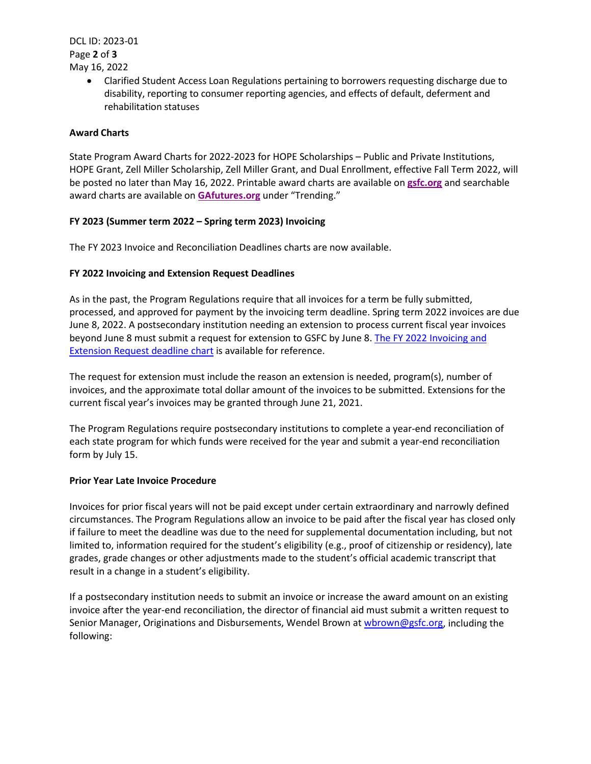- Clarified Student Access Loan Regulations pertaining to borrowers requesting discharge due to disability, reporting to consumer reporting agencies, and effects of default, deferment and rehabilitation statuses

**Award Charts**

State Program Award Charts for 2022-2023 for HOPE Scholarships – Public and Private Institutions, HOPE Grant, Zell Miller Scholarship, Zell Miller Grant, and Dual Enrollment, effective Fall Term 2022, will be posted no later than May 16, 2022. Printable award charts are available on **gsfc.org** and searchable award charts are available on **GAfutures.org** under "Trending."

**FY 2023 (Summer term 2022 – Spring term 2023) Invoicing**

The FY 2023 Invoice and Reconciliation Deadlines charts are now available.

**FY 2022 Invoicing and Extension Request Deadlines**

As in the past, the Program Regulations require that all invoices for a term be fully submitted, processed, and approved for payment by the invoicing term deadline. Spring term 2022 invoices are due June 8, 2022. A postsecondary institution needing an extension to process current fiscal year invoices beyond June 8 must submit a request for extension to GSFC by June 8. The FY 2022 Invoicing and Extension Request deadline chart is available for reference.

The request for extension must include the reason an extension is needed, program(s), number of invoices, and the approximate total dollar amount of the invoices to be submitted. Extensions for the current fiscal year's invoices may be granted through June 21, 2021.

The Program Regulations require postsecondary institutions to complete a year-end reconciliation of each state program for which funds were received for the year and submit a year-end reconciliation form by July 15.

**Prior Year Late Invoice Procedure**

Invoices for prior fiscal years will not be paid except under certain extraordinary and narrowly defined circumstances. The Program Regulations allow an invoice to be paid after the fiscal year has closed only if failure to meet the deadline was due to the need for supplemental documentation including, but not limited to, information required for the student's eligibility (e.g., proof of citizenship or residency), late grades, grade changes or other adjustments made to the student's official academic transcript that result in a change in a student's eligibility.

If a postsecondary institution needs to submit an invoice or increase the award amount on an existing invoice after the year-end reconciliation, the director of financial aid must submit a written request to Senior Manager, Originations and Disbursements, Wendel Brown at wbrown@gsfc.org, including the following: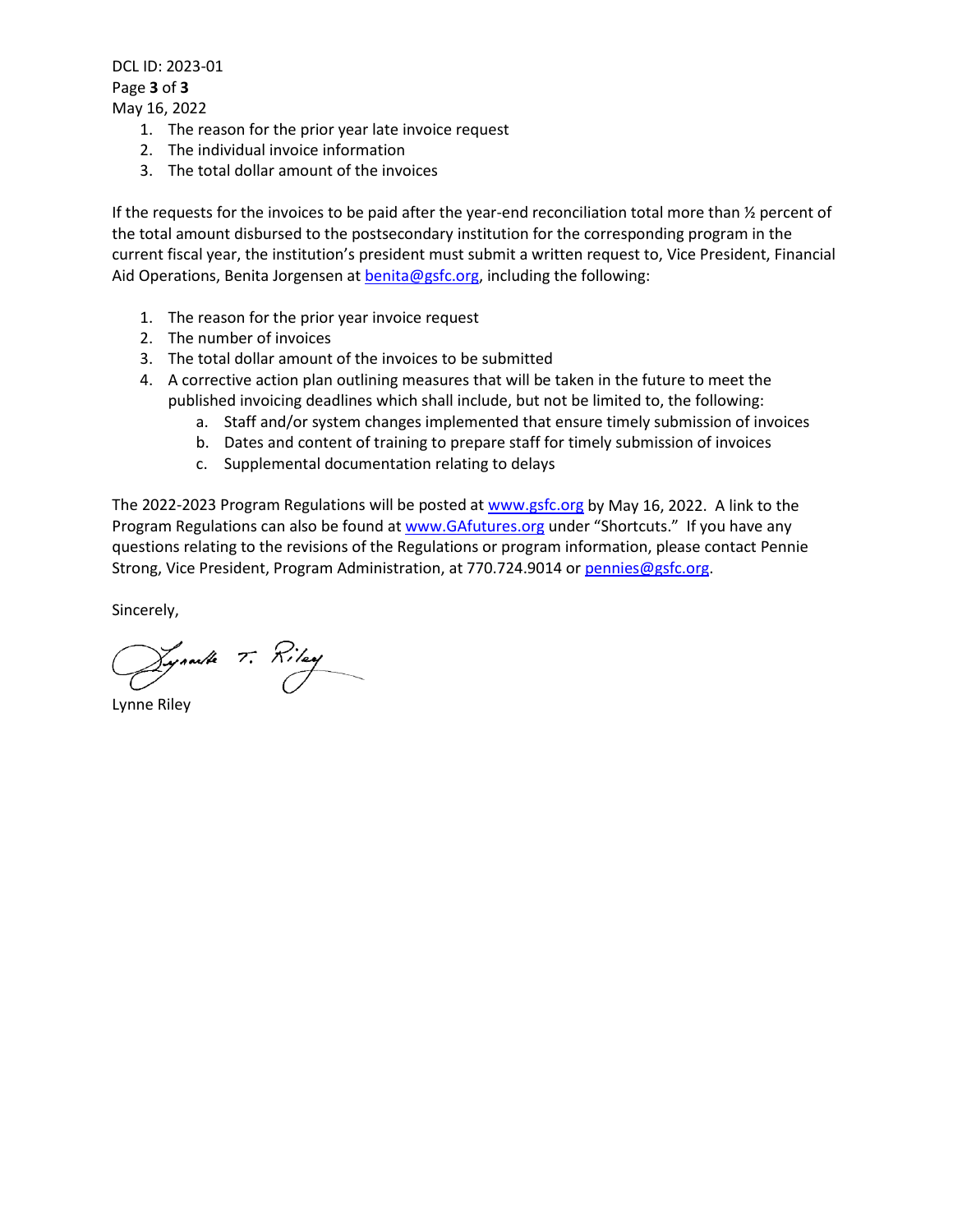1. The reason for the prior year late invoice request
2. The individual invoice information
3. The total dollar amount of the invoices

If the requests for the invoices to be paid after the year-end reconciliation total more than ½ percent of the total amount disbursed to the postsecondary institution for the corresponding program in the current fiscal year, the institution's president must submit a written request to, Vice President, Financial Aid Operations, Benita Jorgensen at benita@gsfc.org, including the following:

1. The reason for the prior year invoice request
2. The number of invoices
3. The total dollar amount of the invoices to be submitted
4. A corrective action plan outlining measures that will be taken in the future to meet the published invoicing deadlines which shall include, but not be limited to, the following:
   a. Staff and/or system changes implemented that ensure timely submission of invoices
   b. Dates and content of training to prepare staff for timely submission of invoices
   c. Supplemental documentation relating to delays

The 2022-2023 Program Regulations will be posted at www.gsfc.org by May 16, 2022. A link to the Program Regulations can also be found at www.GAfutures.org under "Shortcuts." If you have any questions relating to the revisions of the Regulations or program information, please contact Pennie Strong, Vice President, Program Administration, at 770.724.9014 or pennies@gsfc.org.

Sincerely,

Lynne Riley